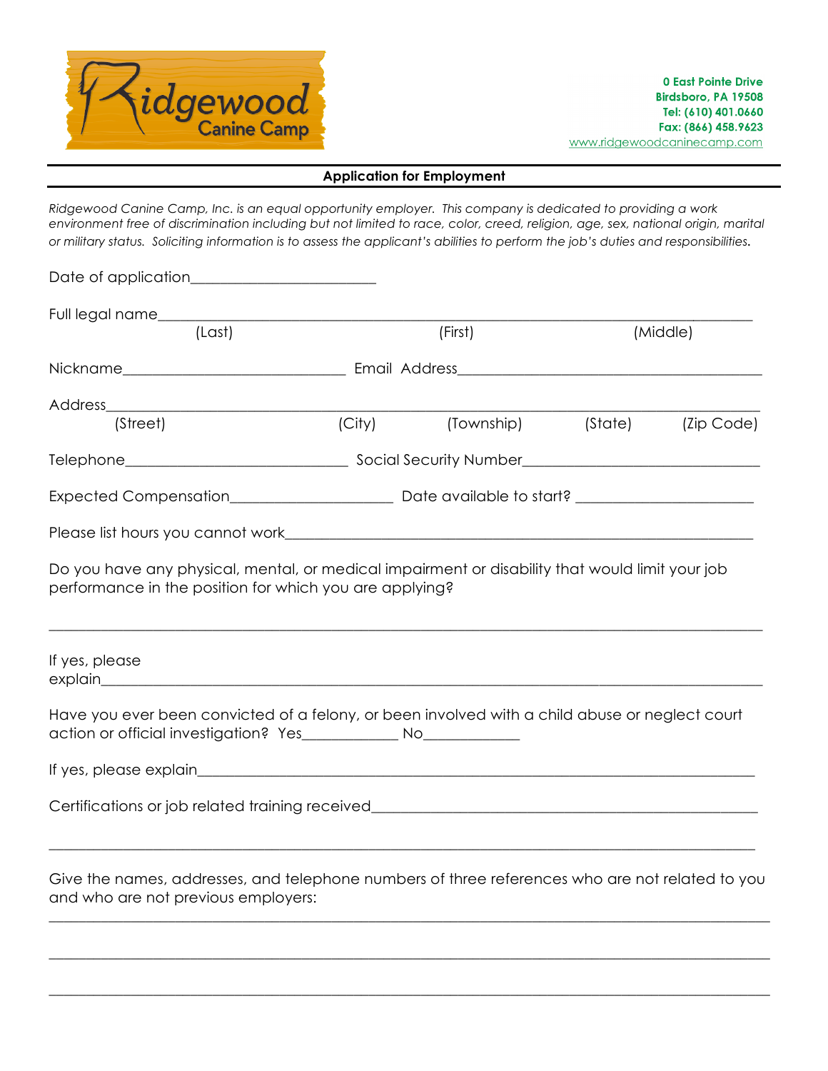**Ridgewood Canine Camp**

0 East Pointe Drive
Birdsboro, PA 19508
Tel: (610) 401.0660
Fax: (866) 458.9623
www.ridgewoodcaninecamp.com

## Application for Employment

*Ridgewood Canine Camp, Inc. is an equal opportunity employer. This company is dedicated to providing a work environment free of discrimination including but not limited to race, color, creed, religion, age, sex, national origin, marital or military status. Soliciting information is to assess the applicant's abilities to perform the job's duties and responsibilities.*

Date of application________________________

Full legal name______________________________________________________________________________
(Last) (First) (Middle)

Nickname_____________________________ Email Address________________________________________

Address______________________________________________________________________________________
(Street) (City) (Township) (State) (Zip Code)

Telephone_____________________________ Social Security Number_______________________________

Expected Compensation_____________________ Date available to start? _______________________

Please list hours you cannot work_____________________________________________________________

Do you have any physical, mental, or medical impairment or disability that would limit your job performance in the position for which you are applying?

_____________________________________________________________________________________________

If yes, please explain______________________________________________________________________

Have you ever been convicted of a felony, or been involved with a child abuse or neglect court action or official investigation? Yes_____________ No_____________

If yes, please explain_______________________________________________________________________

Certifications or job related training received__________________________________________________

_____________________________________________________________________________________________

Give the names, addresses, and telephone numbers of three references who are not related to you and who are not previous employers:

_____________________________________________________________________________________________

_____________________________________________________________________________________________

_____________________________________________________________________________________________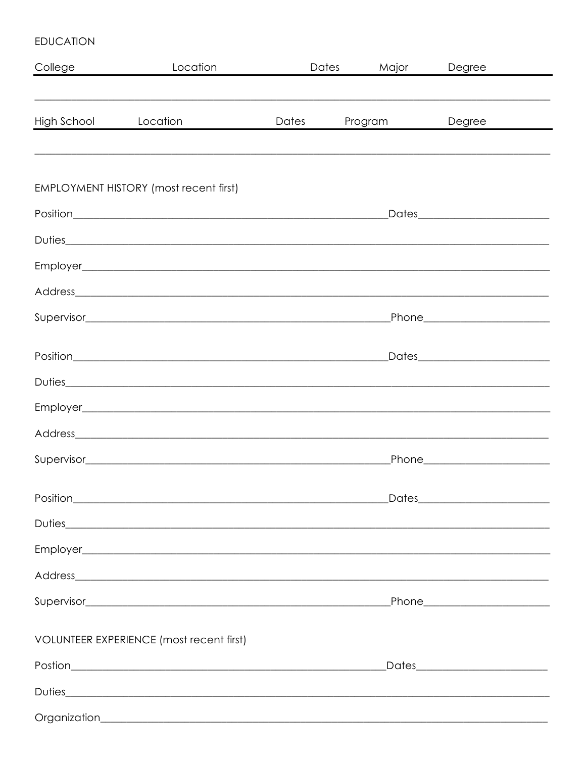EDUCATION

| College | Location | Dates | Major | Degree |
| --- | --- | --- | --- | --- |
| | | | | |

| High School | Location | Dates | Program | Degree |
| --- | --- | --- | --- | --- |
| | | | | |

EMPLOYMENT HISTORY (most recent first)

Position_______________________________________________Dates____________________

Duties_________________________________________________________________________

Employer_______________________________________________________________________

Address________________________________________________________________________

Supervisor_____________________________________________Phone____________________

Position_______________________________________________Dates____________________

Duties_________________________________________________________________________

Employer_______________________________________________________________________

Address________________________________________________________________________

Supervisor_____________________________________________Phone____________________

Position_______________________________________________Dates____________________

Duties_________________________________________________________________________

Employer_______________________________________________________________________

Address________________________________________________________________________

Supervisor_____________________________________________Phone____________________

VOLUNTEER EXPERIENCE (most recent first)

Postion________________________________________________Dates____________________

Duties_________________________________________________________________________

Organization___________________________________________________________________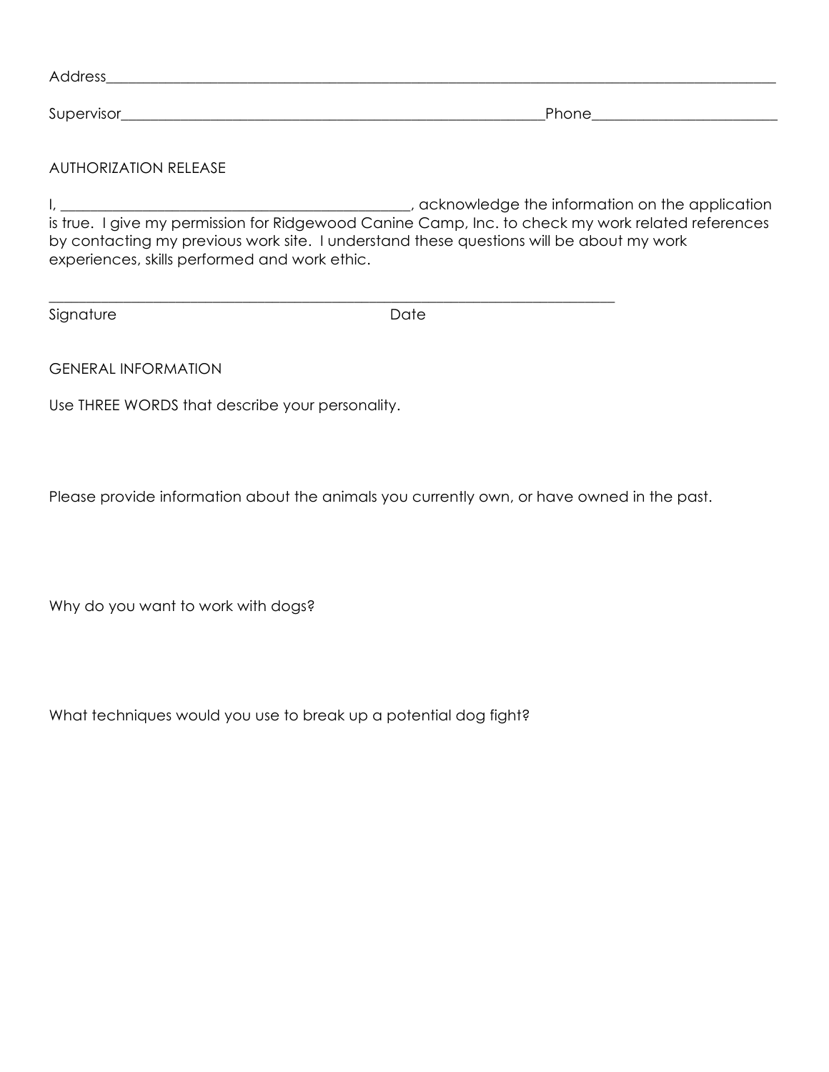Address___________________________________________________________________________________

Supervisor_____________________________________________________Phone______________________

AUTHORIZATION RELEASE

I, _____________________________________________, acknowledge the information on the application is true. I give my permission for Ridgewood Canine Camp, Inc. to check my work related references by contacting my previous work site. I understand these questions will be about my work experiences, skills performed and work ethic.

___________________________________________________________________________

Signature                                                    Date

GENERAL INFORMATION

Use THREE WORDS that describe your personality.

Please provide information about the animals you currently own, or have owned in the past.

Why do you want to work with dogs?

What techniques would you use to break up a potential dog fight?